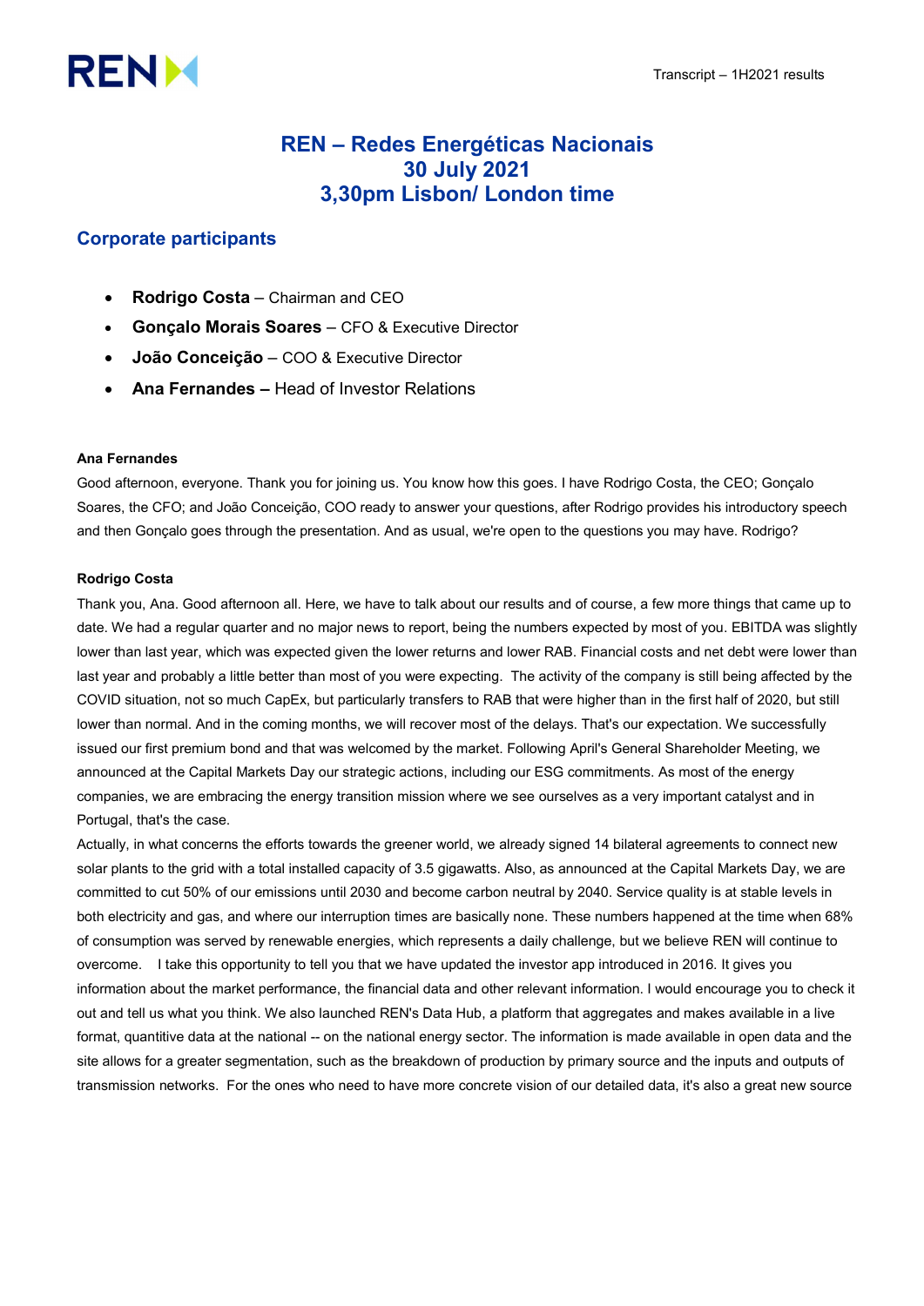# REN – Redes Energéticas Nacionais
# 30 July 2021
# 3,30pm Lisbon/ London time

## Corporate participants

- **Rodrigo Costa** – Chairman and CEO
- **Gonçalo Morais Soares** – CFO & Executive Director
- **João Conceição** – COO & Executive Director
- **Ana Fernandes –** Head of Investor Relations

**Ana Fernandes**

Good afternoon, everyone. Thank you for joining us. You know how this goes. I have Rodrigo Costa, the CEO; Gonçalo Soares, the CFO; and João Conceição, COO ready to answer your questions, after Rodrigo provides his introductory speech and then Gonçalo goes through the presentation. And as usual, we're open to the questions you may have. Rodrigo?

**Rodrigo Costa**

Thank you, Ana. Good afternoon all. Here, we have to talk about our results and of course, a few more things that came up to date. We had a regular quarter and no major news to report, being the numbers expected by most of you. EBITDA was slightly lower than last year, which was expected given the lower returns and lower RAB. Financial costs and net debt were lower than last year and probably a little better than most of you were expecting. The activity of the company is still being affected by the COVID situation, not so much CapEx, but particularly transfers to RAB that were higher than in the first half of 2020, but still lower than normal. And in the coming months, we will recover most of the delays. That's our expectation. We successfully issued our first premium bond and that was welcomed by the market. Following April's General Shareholder Meeting, we announced at the Capital Markets Day our strategic actions, including our ESG commitments. As most of the energy companies, we are embracing the energy transition mission where we see ourselves as a very important catalyst and in Portugal, that's the case.

Actually, in what concerns the efforts towards the greener world, we already signed 14 bilateral agreements to connect new solar plants to the grid with a total installed capacity of 3.5 gigawatts. Also, as announced at the Capital Markets Day, we are committed to cut 50% of our emissions until 2030 and become carbon neutral by 2040. Service quality is at stable levels in both electricity and gas, and where our interruption times are basically none. These numbers happened at the time when 68% of consumption was served by renewable energies, which represents a daily challenge, but we believe REN will continue to overcome. I take this opportunity to tell you that we have updated the investor app introduced in 2016. It gives you information about the market performance, the financial data and other relevant information. I would encourage you to check it out and tell us what you think. We also launched REN's Data Hub, a platform that aggregates and makes available in a live format, quantitive data at the national -- on the national energy sector. The information is made available in open data and the site allows for a greater segmentation, such as the breakdown of production by primary source and the inputs and outputs of transmission networks. For the ones who need to have more concrete vision of our detailed data, it's also a great new source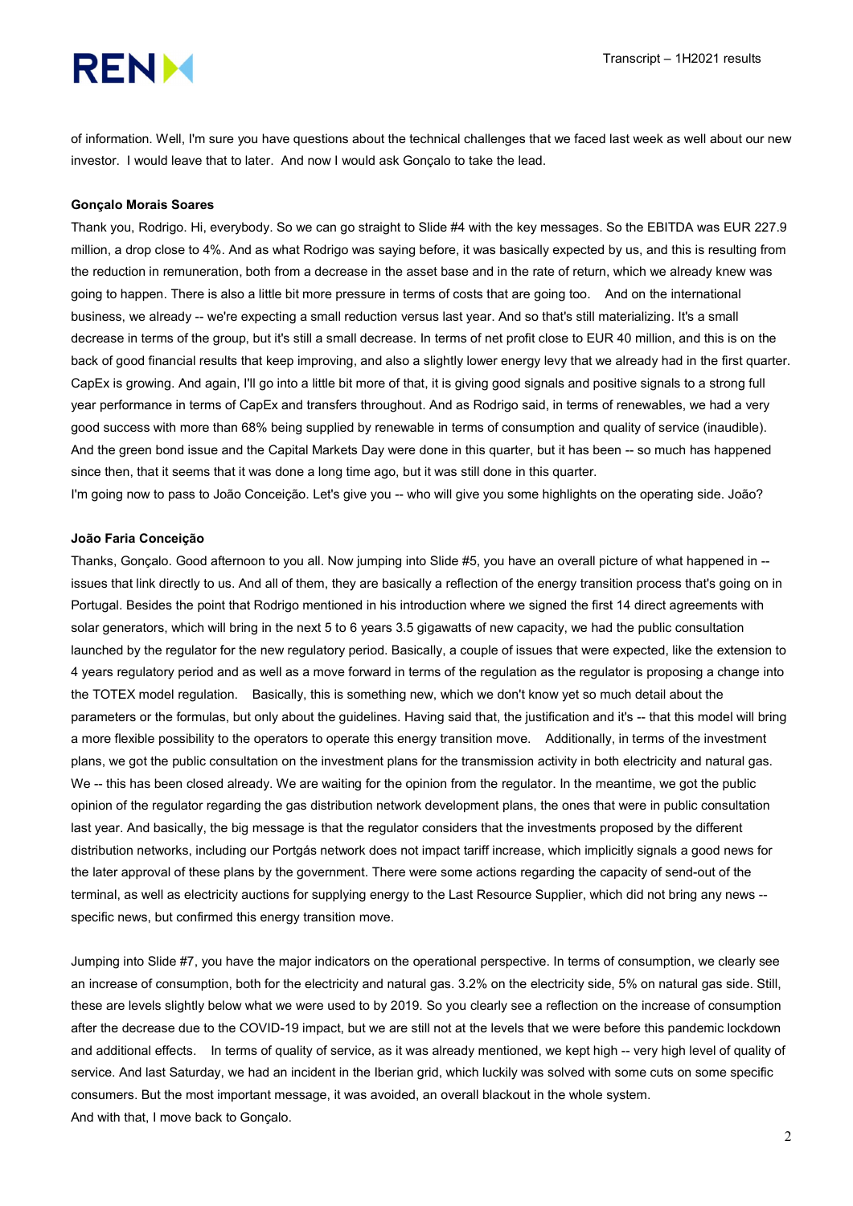of information. Well, I'm sure you have questions about the technical challenges that we faced last week as well about our new investor. I would leave that to later. And now I would ask Gonçalo to take the lead.

**Gonçalo Morais Soares**

Thank you, Rodrigo. Hi, everybody. So we can go straight to Slide #4 with the key messages. So the EBITDA was EUR 227.9 million, a drop close to 4%. And as what Rodrigo was saying before, it was basically expected by us, and this is resulting from the reduction in remuneration, both from a decrease in the asset base and in the rate of return, which we already knew was going to happen. There is also a little bit more pressure in terms of costs that are going too. And on the international business, we already -- we're expecting a small reduction versus last year. And so that's still materializing. It's a small decrease in terms of the group, but it's still a small decrease. In terms of net profit close to EUR 40 million, and this is on the back of good financial results that keep improving, and also a slightly lower energy levy that we already had in the first quarter. CapEx is growing. And again, I'll go into a little bit more of that, it is giving good signals and positive signals to a strong full year performance in terms of CapEx and transfers throughout. And as Rodrigo said, in terms of renewables, we had a very good success with more than 68% being supplied by renewable in terms of consumption and quality of service (inaudible). And the green bond issue and the Capital Markets Day were done in this quarter, but it has been -- so much has happened since then, that it seems that it was done a long time ago, but it was still done in this quarter.

I'm going now to pass to João Conceição. Let's give you -- who will give you some highlights on the operating side. João?

**João Faria Conceição**

Thanks, Gonçalo. Good afternoon to you all. Now jumping into Slide #5, you have an overall picture of what happened in -- issues that link directly to us. And all of them, they are basically a reflection of the energy transition process that's going on in Portugal. Besides the point that Rodrigo mentioned in his introduction where we signed the first 14 direct agreements with solar generators, which will bring in the next 5 to 6 years 3.5 gigawatts of new capacity, we had the public consultation launched by the regulator for the new regulatory period. Basically, a couple of issues that were expected, like the extension to 4 years regulatory period and as well as a move forward in terms of the regulation as the regulator is proposing a change into the TOTEX model regulation. Basically, this is something new, which we don't know yet so much detail about the parameters or the formulas, but only about the guidelines. Having said that, the justification and it's -- that this model will bring a more flexible possibility to the operators to operate this energy transition move. Additionally, in terms of the investment plans, we got the public consultation on the investment plans for the transmission activity in both electricity and natural gas. We -- this has been closed already. We are waiting for the opinion from the regulator. In the meantime, we got the public opinion of the regulator regarding the gas distribution network development plans, the ones that were in public consultation last year. And basically, the big message is that the regulator considers that the investments proposed by the different distribution networks, including our Portgás network does not impact tariff increase, which implicitly signals a good news for the later approval of these plans by the government. There were some actions regarding the capacity of send-out of the terminal, as well as electricity auctions for supplying energy to the Last Resource Supplier, which did not bring any news -- specific news, but confirmed this energy transition move.

Jumping into Slide #7, you have the major indicators on the operational perspective. In terms of consumption, we clearly see an increase of consumption, both for the electricity and natural gas. 3.2% on the electricity side, 5% on natural gas side. Still, these are levels slightly below what we were used to by 2019. So you clearly see a reflection on the increase of consumption after the decrease due to the COVID-19 impact, but we are still not at the levels that we were before this pandemic lockdown and additional effects. In terms of quality of service, as it was already mentioned, we kept high -- very high level of quality of service. And last Saturday, we had an incident in the Iberian grid, which luckily was solved with some cuts on some specific consumers. But the most important message, it was avoided, an overall blackout in the whole system.

And with that, I move back to Gonçalo.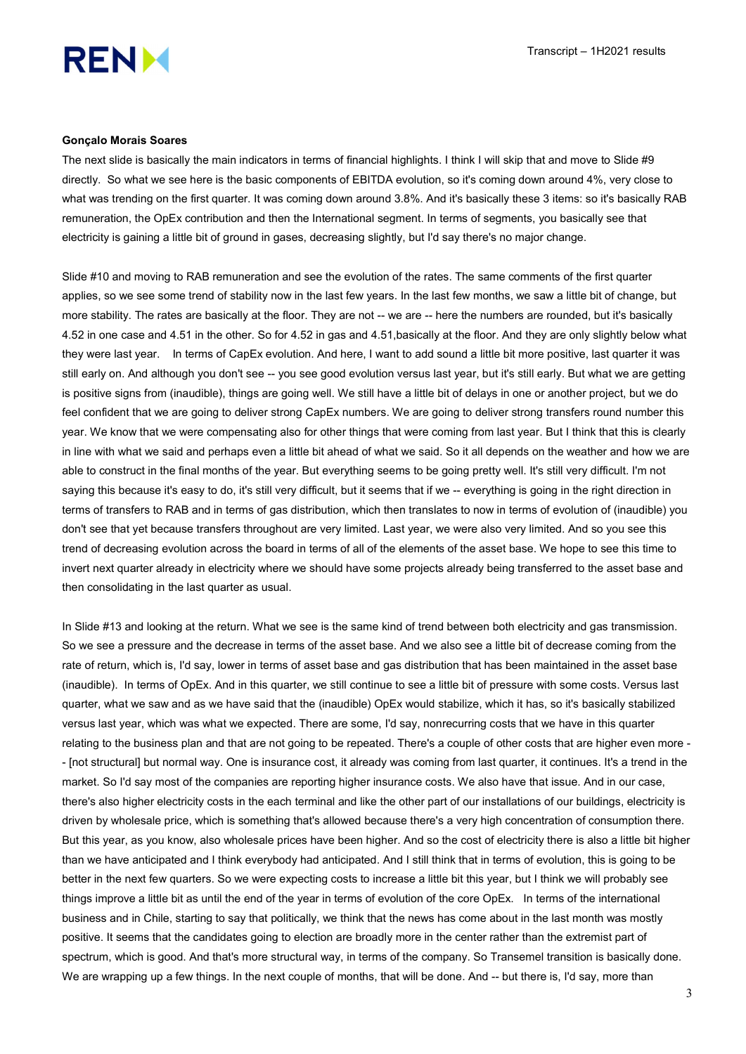**Gonçalo Morais Soares**

The next slide is basically the main indicators in terms of financial highlights. I think I will skip that and move to Slide #9 directly. So what we see here is the basic components of EBITDA evolution, so it's coming down around 4%, very close to what was trending on the first quarter. It was coming down around 3.8%. And it's basically these 3 items: so it's basically RAB remuneration, the OpEx contribution and then the International segment. In terms of segments, you basically see that electricity is gaining a little bit of ground in gases, decreasing slightly, but I'd say there's no major change.

Slide #10 and moving to RAB remuneration and see the evolution of the rates. The same comments of the first quarter applies, so we see some trend of stability now in the last few years. In the last few months, we saw a little bit of change, but more stability. The rates are basically at the floor. They are not -- we are -- here the numbers are rounded, but it's basically 4.52 in one case and 4.51 in the other. So for 4.52 in gas and 4.51,basically at the floor. And they are only slightly below what they were last year. In terms of CapEx evolution. And here, I want to add sound a little bit more positive, last quarter it was still early on. And although you don't see -- you see good evolution versus last year, but it's still early. But what we are getting is positive signs from (inaudible), things are going well. We still have a little bit of delays in one or another project, but we do feel confident that we are going to deliver strong CapEx numbers. We are going to deliver strong transfers round number this year. We know that we were compensating also for other things that were coming from last year. But I think that this is clearly in line with what we said and perhaps even a little bit ahead of what we said. So it all depends on the weather and how we are able to construct in the final months of the year. But everything seems to be going pretty well. It's still very difficult. I'm not saying this because it's easy to do, it's still very difficult, but it seems that if we -- everything is going in the right direction in terms of transfers to RAB and in terms of gas distribution, which then translates to now in terms of evolution of (inaudible) you don't see that yet because transfers throughout are very limited. Last year, we were also very limited. And so you see this trend of decreasing evolution across the board in terms of all of the elements of the asset base. We hope to see this time to invert next quarter already in electricity where we should have some projects already being transferred to the asset base and then consolidating in the last quarter as usual.

In Slide #13 and looking at the return. What we see is the same kind of trend between both electricity and gas transmission. So we see a pressure and the decrease in terms of the asset base. And we also see a little bit of decrease coming from the rate of return, which is, I'd say, lower in terms of asset base and gas distribution that has been maintained in the asset base (inaudible). In terms of OpEx. And in this quarter, we still continue to see a little bit of pressure with some costs. Versus last quarter, what we saw and as we have said that the (inaudible) OpEx would stabilize, which it has, so it's basically stabilized versus last year, which was what we expected. There are some, I'd say, nonrecurring costs that we have in this quarter relating to the business plan and that are not going to be repeated. There's a couple of other costs that are higher even more -- [not structural] but normal way. One is insurance cost, it already was coming from last quarter, it continues. It's a trend in the market. So I'd say most of the companies are reporting higher insurance costs. We also have that issue. And in our case, there's also higher electricity costs in the each terminal and like the other part of our installations of our buildings, electricity is driven by wholesale price, which is something that's allowed because there's a very high concentration of consumption there. But this year, as you know, also wholesale prices have been higher. And so the cost of electricity there is also a little bit higher than we have anticipated and I think everybody had anticipated. And I still think that in terms of evolution, this is going to be better in the next few quarters. So we were expecting costs to increase a little bit this year, but I think we will probably see things improve a little bit as until the end of the year in terms of evolution of the core OpEx. In terms of the international business and in Chile, starting to say that politically, we think that the news has come about in the last month was mostly positive. It seems that the candidates going to election are broadly more in the center rather than the extremist part of spectrum, which is good. And that's more structural way, in terms of the company. So Transemel transition is basically done. We are wrapping up a few things. In the next couple of months, that will be done. And -- but there is, I'd say, more than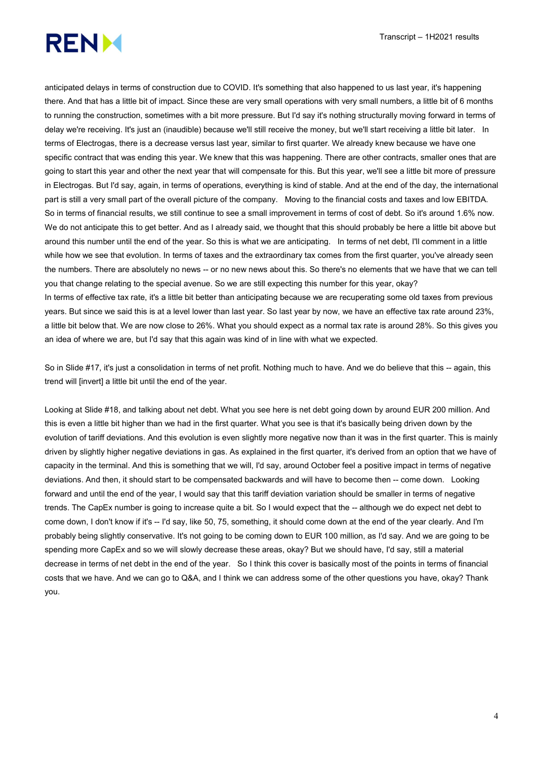anticipated delays in terms of construction due to COVID. It's something that also happened to us last year, it's happening there. And that has a little bit of impact. Since these are very small operations with very small numbers, a little bit of 6 months to running the construction, sometimes with a bit more pressure. But I'd say it's nothing structurally moving forward in terms of delay we're receiving. It's just an (inaudible) because we'll still receive the money, but we'll start receiving a little bit later. In terms of Electrogas, there is a decrease versus last year, similar to first quarter. We already knew because we have one specific contract that was ending this year. We knew that this was happening. There are other contracts, smaller ones that are going to start this year and other the next year that will compensate for this. But this year, we'll see a little bit more of pressure in Electrogas. But I'd say, again, in terms of operations, everything is kind of stable. And at the end of the day, the international part is still a very small part of the overall picture of the company. Moving to the financial costs and taxes and low EBITDA. So in terms of financial results, we still continue to see a small improvement in terms of cost of debt. So it's around 1.6% now. We do not anticipate this to get better. And as I already said, we thought that this should probably be here a little bit above but around this number until the end of the year. So this is what we are anticipating. In terms of net debt, I'll comment in a little while how we see that evolution. In terms of taxes and the extraordinary tax comes from the first quarter, you've already seen the numbers. There are absolutely no news -- or no new news about this. So there's no elements that we have that we can tell you that change relating to the special avenue. So we are still expecting this number for this year, okay?

In terms of effective tax rate, it's a little bit better than anticipating because we are recuperating some old taxes from previous years. But since we said this is at a level lower than last year. So last year by now, we have an effective tax rate around 23%, a little bit below that. We are now close to 26%. What you should expect as a normal tax rate is around 28%. So this gives you an idea of where we are, but I'd say that this again was kind of in line with what we expected.

So in Slide #17, it's just a consolidation in terms of net profit. Nothing much to have. And we do believe that this -- again, this trend will [invert] a little bit until the end of the year.

Looking at Slide #18, and talking about net debt. What you see here is net debt going down by around EUR 200 million. And this is even a little bit higher than we had in the first quarter. What you see is that it's basically being driven down by the evolution of tariff deviations. And this evolution is even slightly more negative now than it was in the first quarter. This is mainly driven by slightly higher negative deviations in gas. As explained in the first quarter, it's derived from an option that we have of capacity in the terminal. And this is something that we will, I'd say, around October feel a positive impact in terms of negative deviations. And then, it should start to be compensated backwards and will have to become then -- come down. Looking forward and until the end of the year, I would say that this tariff deviation variation should be smaller in terms of negative trends. The CapEx number is going to increase quite a bit. So I would expect that the -- although we do expect net debt to come down, I don't know if it's -- I'd say, like 50, 75, something, it should come down at the end of the year clearly. And I'm probably being slightly conservative. It's not going to be coming down to EUR 100 million, as I'd say. And we are going to be spending more CapEx and so we will slowly decrease these areas, okay? But we should have, I'd say, still a material decrease in terms of net debt in the end of the year. So I think this cover is basically most of the points in terms of financial costs that we have. And we can go to Q&A, and I think we can address some of the other questions you have, okay? Thank you.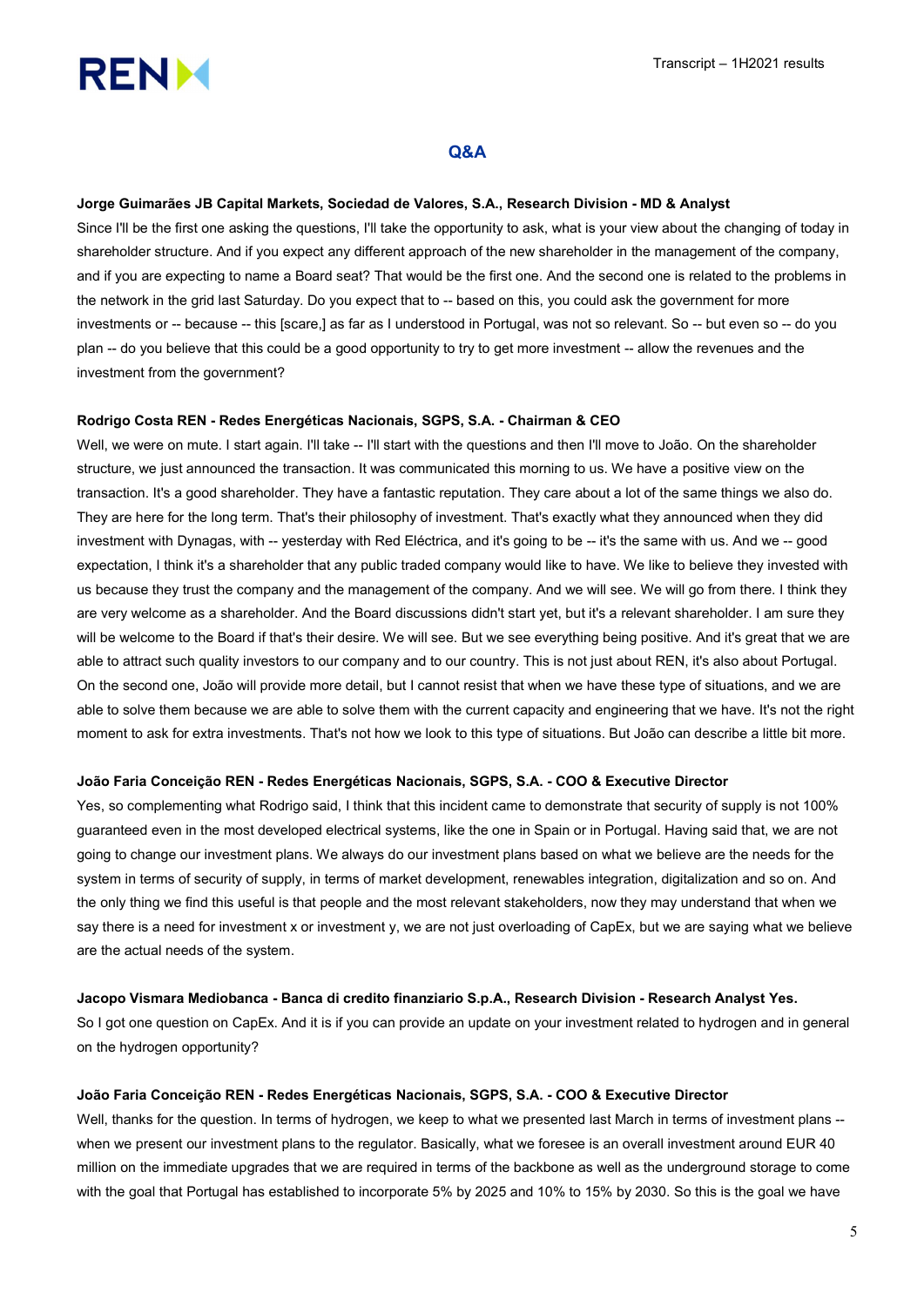## Q&A

**Jorge Guimarães JB Capital Markets, Sociedad de Valores, S.A., Research Division - MD & Analyst**

Since I'll be the first one asking the questions, I'll take the opportunity to ask, what is your view about the changing of today in shareholder structure. And if you expect any different approach of the new shareholder in the management of the company, and if you are expecting to name a Board seat? That would be the first one. And the second one is related to the problems in the network in the grid last Saturday. Do you expect that to -- based on this, you could ask the government for more investments or -- because -- this [scare,] as far as I understood in Portugal, was not so relevant. So -- but even so -- do you plan -- do you believe that this could be a good opportunity to try to get more investment -- allow the revenues and the investment from the government?

**Rodrigo Costa REN - Redes Energéticas Nacionais, SGPS, S.A. - Chairman & CEO**

Well, we were on mute. I start again. I'll take -- I'll start with the questions and then I'll move to João. On the shareholder structure, we just announced the transaction. It was communicated this morning to us. We have a positive view on the transaction. It's a good shareholder. They have a fantastic reputation. They care about a lot of the same things we also do. They are here for the long term. That's their philosophy of investment. That's exactly what they announced when they did investment with Dynagas, with -- yesterday with Red Eléctrica, and it's going to be -- it's the same with us. And we -- good expectation, I think it's a shareholder that any public traded company would like to have. We like to believe they invested with us because they trust the company and the management of the company. And we will see. We will go from there. I think they are very welcome as a shareholder. And the Board discussions didn't start yet, but it's a relevant shareholder. I am sure they will be welcome to the Board if that's their desire. We will see. But we see everything being positive. And it's great that we are able to attract such quality investors to our company and to our country. This is not just about REN, it's also about Portugal. On the second one, João will provide more detail, but I cannot resist that when we have these type of situations, and we are able to solve them because we are able to solve them with the current capacity and engineering that we have. It's not the right moment to ask for extra investments. That's not how we look to this type of situations. But João can describe a little bit more.

**João Faria Conceição REN - Redes Energéticas Nacionais, SGPS, S.A. - COO & Executive Director**

Yes, so complementing what Rodrigo said, I think that this incident came to demonstrate that security of supply is not 100% guaranteed even in the most developed electrical systems, like the one in Spain or in Portugal. Having said that, we are not going to change our investment plans. We always do our investment plans based on what we believe are the needs for the system in terms of security of supply, in terms of market development, renewables integration, digitalization and so on. And the only thing we find this useful is that people and the most relevant stakeholders, now they may understand that when we say there is a need for investment x or investment y, we are not just overloading of CapEx, but we are saying what we believe are the actual needs of the system.

**Jacopo Vismara Mediobanca - Banca di credito finanziario S.p.A., Research Division - Research Analyst Yes.**

So I got one question on CapEx. And it is if you can provide an update on your investment related to hydrogen and in general on the hydrogen opportunity?

**João Faria Conceição REN - Redes Energéticas Nacionais, SGPS, S.A. - COO & Executive Director**

Well, thanks for the question. In terms of hydrogen, we keep to what we presented last March in terms of investment plans -- when we present our investment plans to the regulator. Basically, what we foresee is an overall investment around EUR 40 million on the immediate upgrades that we are required in terms of the backbone as well as the underground storage to come with the goal that Portugal has established to incorporate 5% by 2025 and 10% to 15% by 2030. So this is the goal we have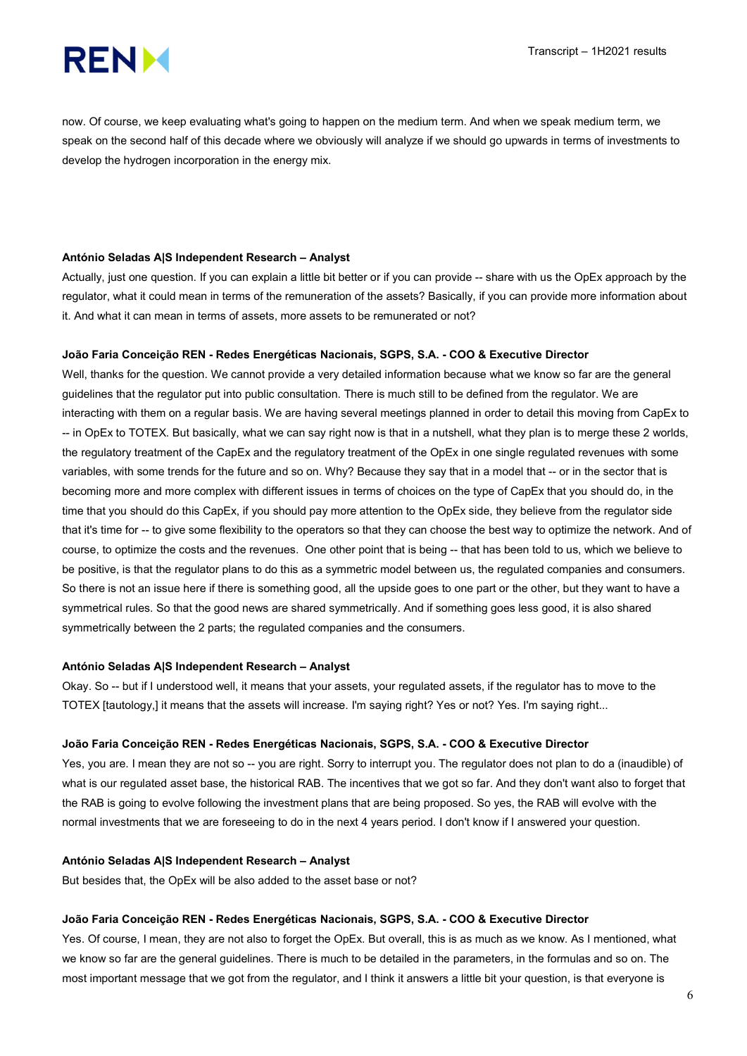now. Of course, we keep evaluating what's going to happen on the medium term. And when we speak medium term, we speak on the second half of this decade where we obviously will analyze if we should go upwards in terms of investments to develop the hydrogen incorporation in the energy mix.

**António Seladas A|S Independent Research – Analyst**

Actually, just one question. If you can explain a little bit better or if you can provide -- share with us the OpEx approach by the regulator, what it could mean in terms of the remuneration of the assets? Basically, if you can provide more information about it. And what it can mean in terms of assets, more assets to be remunerated or not?

**João Faria Conceição REN - Redes Energéticas Nacionais, SGPS, S.A. - COO & Executive Director**

Well, thanks for the question. We cannot provide a very detailed information because what we know so far are the general guidelines that the regulator put into public consultation. There is much still to be defined from the regulator. We are interacting with them on a regular basis. We are having several meetings planned in order to detail this moving from CapEx to -- in OpEx to TOTEX. But basically, what we can say right now is that in a nutshell, what they plan is to merge these 2 worlds, the regulatory treatment of the CapEx and the regulatory treatment of the OpEx in one single regulated revenues with some variables, with some trends for the future and so on. Why? Because they say that in a model that -- or in the sector that is becoming more and more complex with different issues in terms of choices on the type of CapEx that you should do, in the time that you should do this CapEx, if you should pay more attention to the OpEx side, they believe from the regulator side that it's time for -- to give some flexibility to the operators so that they can choose the best way to optimize the network. And of course, to optimize the costs and the revenues. One other point that is being -- that has been told to us, which we believe to be positive, is that the regulator plans to do this as a symmetric model between us, the regulated companies and consumers. So there is not an issue here if there is something good, all the upside goes to one part or the other, but they want to have a symmetrical rules. So that the good news are shared symmetrically. And if something goes less good, it is also shared symmetrically between the 2 parts; the regulated companies and the consumers.

**António Seladas A|S Independent Research – Analyst**

Okay. So -- but if I understood well, it means that your assets, your regulated assets, if the regulator has to move to the TOTEX [tautology,] it means that the assets will increase. I'm saying right? Yes or not? Yes. I'm saying right...

**João Faria Conceição REN - Redes Energéticas Nacionais, SGPS, S.A. - COO & Executive Director**

Yes, you are. I mean they are not so -- you are right. Sorry to interrupt you. The regulator does not plan to do a (inaudible) of what is our regulated asset base, the historical RAB. The incentives that we got so far. And they don't want also to forget that the RAB is going to evolve following the investment plans that are being proposed. So yes, the RAB will evolve with the normal investments that we are foreseeing to do in the next 4 years period. I don't know if I answered your question.

**António Seladas A|S Independent Research – Analyst**

But besides that, the OpEx will be also added to the asset base or not?

**João Faria Conceição REN - Redes Energéticas Nacionais, SGPS, S.A. - COO & Executive Director**

Yes. Of course, I mean, they are not also to forget the OpEx. But overall, this is as much as we know. As I mentioned, what we know so far are the general guidelines. There is much to be detailed in the parameters, in the formulas and so on. The most important message that we got from the regulator, and I think it answers a little bit your question, is that everyone is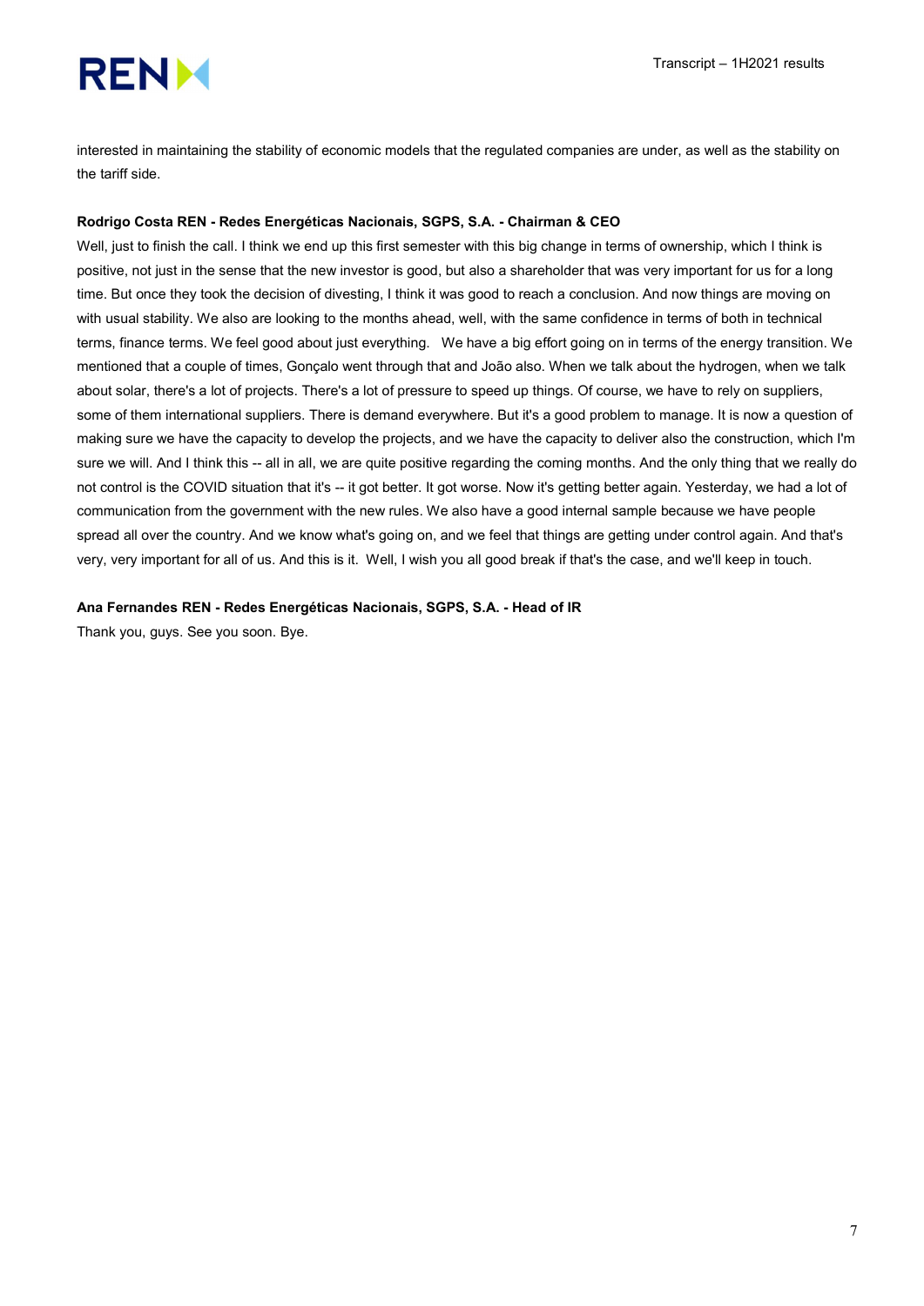interested in maintaining the stability of economic models that the regulated companies are under, as well as the stability on the tariff side.

**Rodrigo Costa REN - Redes Energéticas Nacionais, SGPS, S.A. - Chairman & CEO**

Well, just to finish the call. I think we end up this first semester with this big change in terms of ownership, which I think is positive, not just in the sense that the new investor is good, but also a shareholder that was very important for us for a long time. But once they took the decision of divesting, I think it was good to reach a conclusion. And now things are moving on with usual stability. We also are looking to the months ahead, well, with the same confidence in terms of both in technical terms, finance terms. We feel good about just everything. We have a big effort going on in terms of the energy transition. We mentioned that a couple of times, Gonçalo went through that and João also. When we talk about the hydrogen, when we talk about solar, there's a lot of projects. There's a lot of pressure to speed up things. Of course, we have to rely on suppliers, some of them international suppliers. There is demand everywhere. But it's a good problem to manage. It is now a question of making sure we have the capacity to develop the projects, and we have the capacity to deliver also the construction, which I'm sure we will. And I think this -- all in all, we are quite positive regarding the coming months. And the only thing that we really do not control is the COVID situation that it's -- it got better. It got worse. Now it's getting better again. Yesterday, we had a lot of communication from the government with the new rules. We also have a good internal sample because we have people spread all over the country. And we know what's going on, and we feel that things are getting under control again. And that's very, very important for all of us. And this is it. Well, I wish you all good break if that's the case, and we'll keep in touch.

**Ana Fernandes REN - Redes Energéticas Nacionais, SGPS, S.A. - Head of IR**

Thank you, guys. See you soon. Bye.